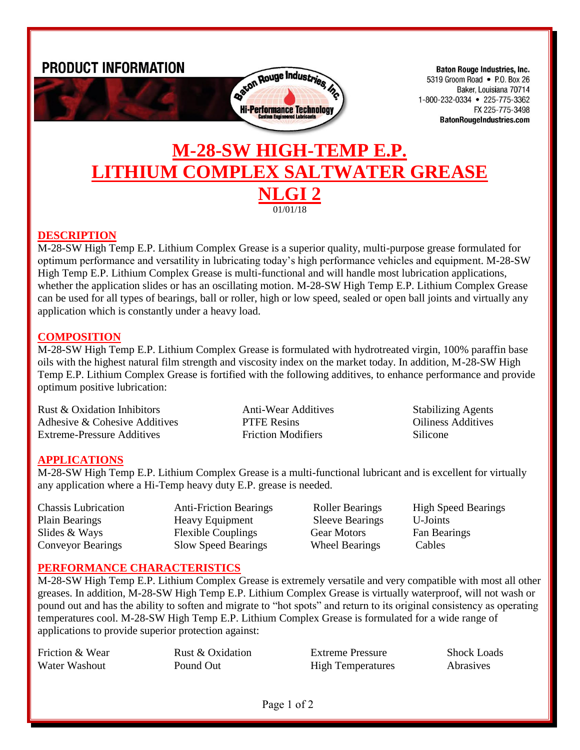**PRODUCT INFORMATION**

Baton Rouge Industries, Inc.
5319 Groom Road • P.O. Box 26
Baker, Louisiana 70714
1-800-232-0334 • 225-775-3362
FX 225-775-3498
BatonRougeIndustries.com

# M-28-SW HIGH-TEMP E.P.
# LITHIUM COMPLEX SALTWATER GREASE
# NLGI 2

01/01/18

## DESCRIPTION

M-28-SW High Temp E.P. Lithium Complex Grease is a superior quality, multi-purpose grease formulated for optimum performance and versatility in lubricating today's high performance vehicles and equipment. M-28-SW High Temp E.P. Lithium Complex Grease is multi-functional and will handle most lubrication applications, whether the application slides or has an oscillating motion. M-28-SW High Temp E.P. Lithium Complex Grease can be used for all types of bearings, ball or roller, high or low speed, sealed or open ball joints and virtually any application which is constantly under a heavy load.

## COMPOSITION

M-28-SW High Temp E.P. Lithium Complex Grease is formulated with hydrotreated virgin, 100% paraffin base oils with the highest natural film strength and viscosity index on the market today. In addition, M-28-SW High Temp E.P. Lithium Complex Grease is fortified with the following additives, to enhance performance and provide optimum positive lubrication:

| | | |
|---|---|---|
| Rust & Oxidation Inhibitors | Anti-Wear Additives | Stabilizing Agents |
| Adhesive & Cohesive Additives | PTFE Resins | Oiliness Additives |
| Extreme-Pressure Additives | Friction Modifiers | Silicone |

## APPLICATIONS

M-28-SW High Temp E.P. Lithium Complex Grease is a multi-functional lubricant and is excellent for virtually any application where a Hi-Temp heavy duty E.P. grease is needed.

| | | | |
|---|---|---|---|
| Chassis Lubrication | Anti-Friction Bearings | Roller Bearings | High Speed Bearings |
| Plain Bearings | Heavy Equipment | Sleeve Bearings | U-Joints |
| Slides & Ways | Flexible Couplings | Gear Motors | Fan Bearings |
| Conveyor Bearings | Slow Speed Bearings | Wheel Bearings | Cables |

## PERFORMANCE CHARACTERISTICS

M-28-SW High Temp E.P. Lithium Complex Grease is extremely versatile and very compatible with most all other greases. In addition, M-28-SW High Temp E.P. Lithium Complex Grease is virtually waterproof, will not wash or pound out and has the ability to soften and migrate to "hot spots" and return to its original consistency as operating temperatures cool. M-28-SW High Temp E.P. Lithium Complex Grease is formulated for a wide range of applications to provide superior protection against:

| | | | |
|---|---|---|---|
| Friction & Wear | Rust & Oxidation | Extreme Pressure | Shock Loads |
| Water Washout | Pound Out | High Temperatures | Abrasives |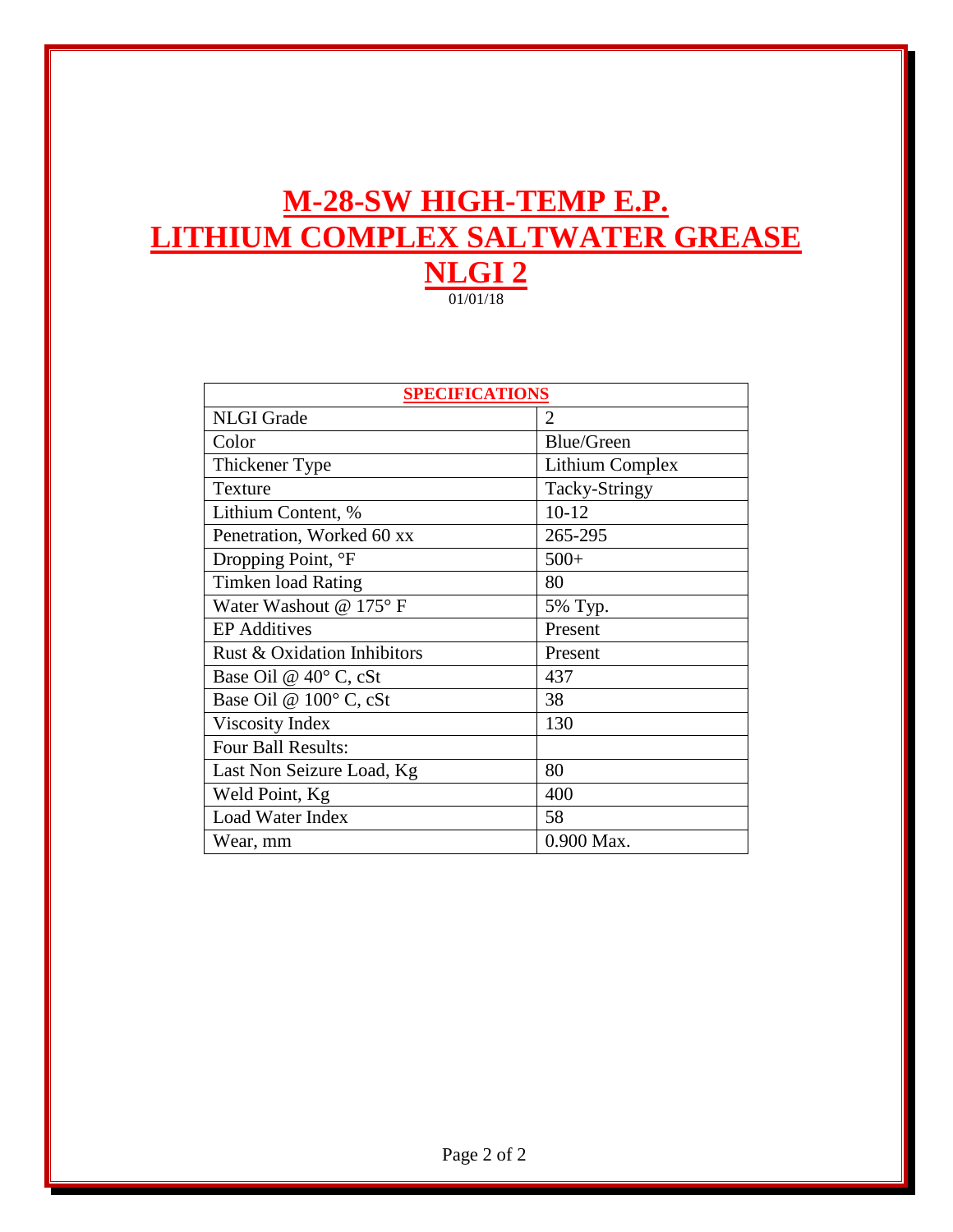# M-28-SW HIGH-TEMP E.P.
# LITHIUM COMPLEX SALTWATER GREASE
# NLGI 2

01/01/18

| SPECIFICATIONS | |
|---|---|
| NLGI Grade | 2 |
| Color | Blue/Green |
| Thickener Type | Lithium Complex |
| Texture | Tacky-Stringy |
| Lithium Content, % | 10-12 |
| Penetration, Worked 60 xx | 265-295 |
| Dropping Point, °F | 500+ |
| Timken load Rating | 80 |
| Water Washout @ 175° F | 5% Typ. |
| EP Additives | Present |
| Rust & Oxidation Inhibitors | Present |
| Base Oil @ 40° C, cSt | 437 |
| Base Oil @ 100° C, cSt | 38 |
| Viscosity Index | 130 |
| Four Ball Results: | |
| Last Non Seizure Load, Kg | 80 |
| Weld Point, Kg | 400 |
| Load Water Index | 58 |
| Wear, mm | 0.900 Max. |